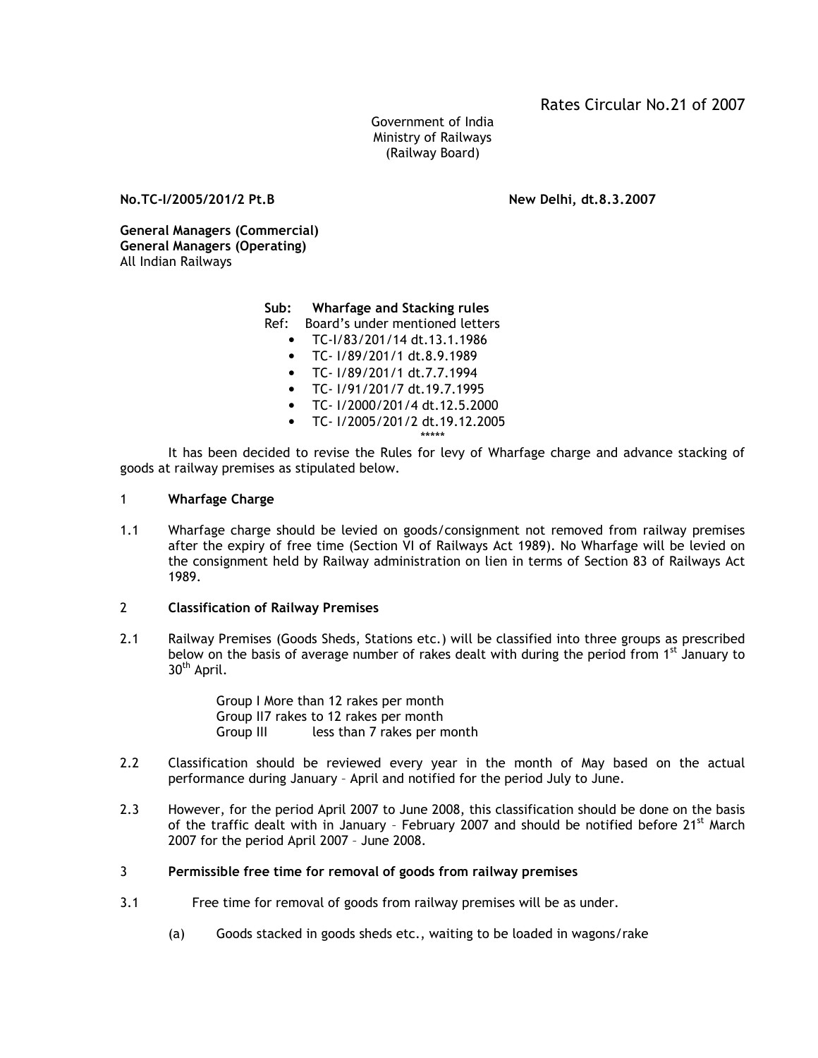Rates Circular No.21 of 2007

Government of India
Ministry of Railways
(Railway Board)

**No.TC-I/2005/201/2 Pt.B** **New Delhi, dt.8.3.2007**

**General Managers (Commercial)**
**General Managers (Operating)**
All Indian Railways

**Sub: Wharfage and Stacking rules**

Ref: Board's under mentioned letters

- TC-I/83/201/14 dt.13.1.1986
- TC- I/89/201/1 dt.8.9.1989
- TC- I/89/201/1 dt.7.7.1994
- TC- I/91/201/7 dt.19.7.1995
- TC- I/2000/201/4 dt.12.5.2000
- TC- I/2005/201/2 dt.19.12.2005

*****

It has been decided to revise the Rules for levy of Wharfage charge and advance stacking of goods at railway premises as stipulated below.

1 **Wharfage Charge**

1.1 Wharfage charge should be levied on goods/consignment not removed from railway premises after the expiry of free time (Section VI of Railways Act 1989). No Wharfage will be levied on the consignment held by Railway administration on lien in terms of Section 83 of Railways Act 1989.

2 **Classification of Railway Premises**

2.1 Railway Premises (Goods Sheds, Stations etc.) will be classified into three groups as prescribed below on the basis of average number of rakes dealt with during the period from 1st January to 30th April.

Group I More than 12 rakes per month
Group II 7 rakes to 12 rakes per month
Group III less than 7 rakes per month

2.2 Classification should be reviewed every year in the month of May based on the actual performance during January – April and notified for the period July to June.

2.3 However, for the period April 2007 to June 2008, this classification should be done on the basis of the traffic dealt with in January – February 2007 and should be notified before 21st March 2007 for the period April 2007 – June 2008.

3 **Permissible free time for removal of goods from railway premises**

3.1 Free time for removal of goods from railway premises will be as under.

(a) Goods stacked in goods sheds etc., waiting to be loaded in wagons/rake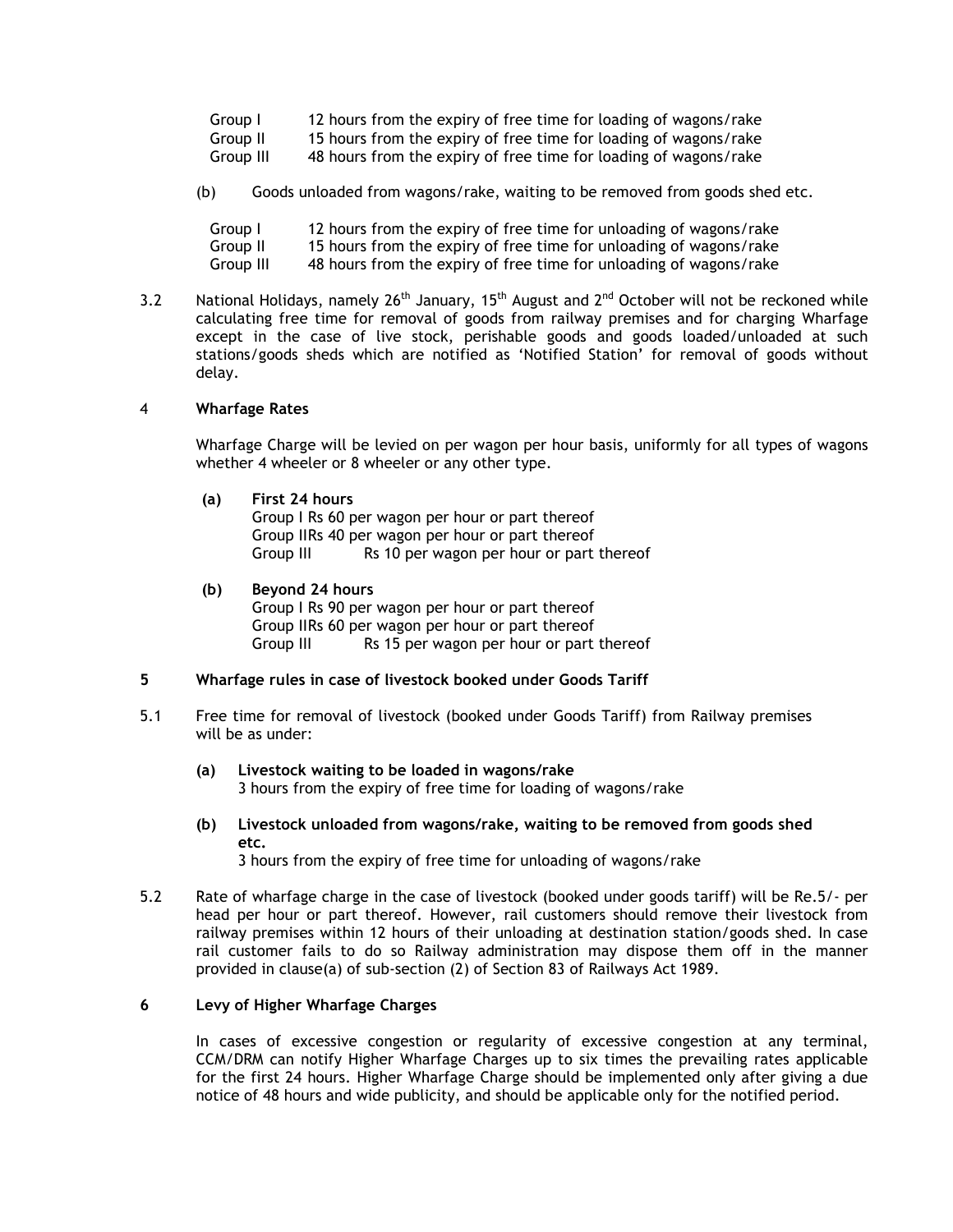| | |
|---|---|
| Group I | 12 hours from the expiry of free time for loading of wagons/rake |
| Group II | 15 hours from the expiry of free time for loading of wagons/rake |
| Group III | 48 hours from the expiry of free time for loading of wagons/rake |

(b) Goods unloaded from wagons/rake, waiting to be removed from goods shed etc.

| | |
|---|---|
| Group I | 12 hours from the expiry of free time for unloading of wagons/rake |
| Group II | 15 hours from the expiry of free time for unloading of wagons/rake |
| Group III | 48 hours from the expiry of free time for unloading of wagons/rake |

3.2 National Holidays, namely 26th January, 15th August and 2nd October will not be reckoned while calculating free time for removal of goods from railway premises and for charging Wharfage except in the case of live stock, perishable goods and goods loaded/unloaded at such stations/goods sheds which are notified as 'Notified Station' for removal of goods without delay.

## 4 Wharfage Rates

Wharfage Charge will be levied on per wagon per hour basis, uniformly for all types of wagons whether 4 wheeler or 8 wheeler or any other type.

**(a) First 24 hours**

Group I Rs 60 per wagon per hour or part thereof
Group II Rs 40 per wagon per hour or part thereof
Group III Rs 10 per wagon per hour or part thereof

**(b) Beyond 24 hours**

Group I Rs 90 per wagon per hour or part thereof
Group II Rs 60 per wagon per hour or part thereof
Group III Rs 15 per wagon per hour or part thereof

## 5 Wharfage rules in case of livestock booked under Goods Tariff

5.1 Free time for removal of livestock (booked under Goods Tariff) from Railway premises will be as under:

**(a) Livestock waiting to be loaded in wagons/rake**
3 hours from the expiry of free time for loading of wagons/rake

**(b) Livestock unloaded from wagons/rake, waiting to be removed from goods shed etc.**
3 hours from the expiry of free time for unloading of wagons/rake

5.2 Rate of wharfage charge in the case of livestock (booked under goods tariff) will be Re.5/- per head per hour or part thereof. However, rail customers should remove their livestock from railway premises within 12 hours of their unloading at destination station/goods shed. In case rail customer fails to do so Railway administration may dispose them off in the manner provided in clause(a) of sub-section (2) of Section 83 of Railways Act 1989.

## 6 Levy of Higher Wharfage Charges

In cases of excessive congestion or regularity of excessive congestion at any terminal, CCM/DRM can notify Higher Wharfage Charges up to six times the prevailing rates applicable for the first 24 hours. Higher Wharfage Charge should be implemented only after giving a due notice of 48 hours and wide publicity, and should be applicable only for the notified period.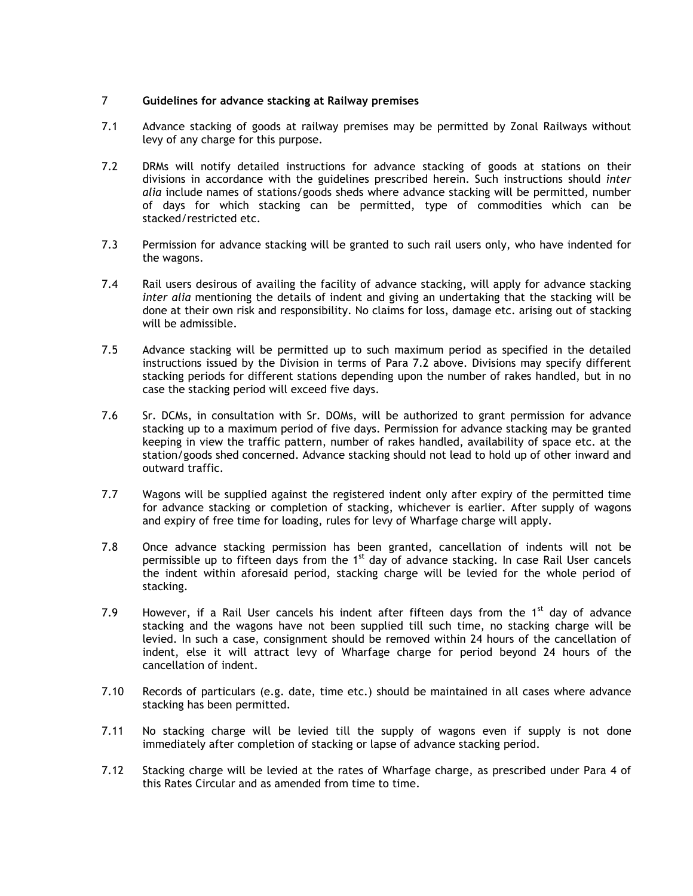## 7 Guidelines for advance stacking at Railway premises

7.1 Advance stacking of goods at railway premises may be permitted by Zonal Railways without levy of any charge for this purpose.

7.2 DRMs will notify detailed instructions for advance stacking of goods at stations on their divisions in accordance with the guidelines prescribed herein. Such instructions should *inter alia* include names of stations/goods sheds where advance stacking will be permitted, number of days for which stacking can be permitted, type of commodities which can be stacked/restricted etc.

7.3 Permission for advance stacking will be granted to such rail users only, who have indented for the wagons.

7.4 Rail users desirous of availing the facility of advance stacking, will apply for advance stacking *inter alia* mentioning the details of indent and giving an undertaking that the stacking will be done at their own risk and responsibility. No claims for loss, damage etc. arising out of stacking will be admissible.

7.5 Advance stacking will be permitted up to such maximum period as specified in the detailed instructions issued by the Division in terms of Para 7.2 above. Divisions may specify different stacking periods for different stations depending upon the number of rakes handled, but in no case the stacking period will exceed five days.

7.6 Sr. DCMs, in consultation with Sr. DOMs, will be authorized to grant permission for advance stacking up to a maximum period of five days. Permission for advance stacking may be granted keeping in view the traffic pattern, number of rakes handled, availability of space etc. at the station/goods shed concerned. Advance stacking should not lead to hold up of other inward and outward traffic.

7.7 Wagons will be supplied against the registered indent only after expiry of the permitted time for advance stacking or completion of stacking, whichever is earlier. After supply of wagons and expiry of free time for loading, rules for levy of Wharfage charge will apply.

7.8 Once advance stacking permission has been granted, cancellation of indents will not be permissible up to fifteen days from the 1st day of advance stacking. In case Rail User cancels the indent within aforesaid period, stacking charge will be levied for the whole period of stacking.

7.9 However, if a Rail User cancels his indent after fifteen days from the 1st day of advance stacking and the wagons have not been supplied till such time, no stacking charge will be levied. In such a case, consignment should be removed within 24 hours of the cancellation of indent, else it will attract levy of Wharfage charge for period beyond 24 hours of the cancellation of indent.

7.10 Records of particulars (e.g. date, time etc.) should be maintained in all cases where advance stacking has been permitted.

7.11 No stacking charge will be levied till the supply of wagons even if supply is not done immediately after completion of stacking or lapse of advance stacking period.

7.12 Stacking charge will be levied at the rates of Wharfage charge, as prescribed under Para 4 of this Rates Circular and as amended from time to time.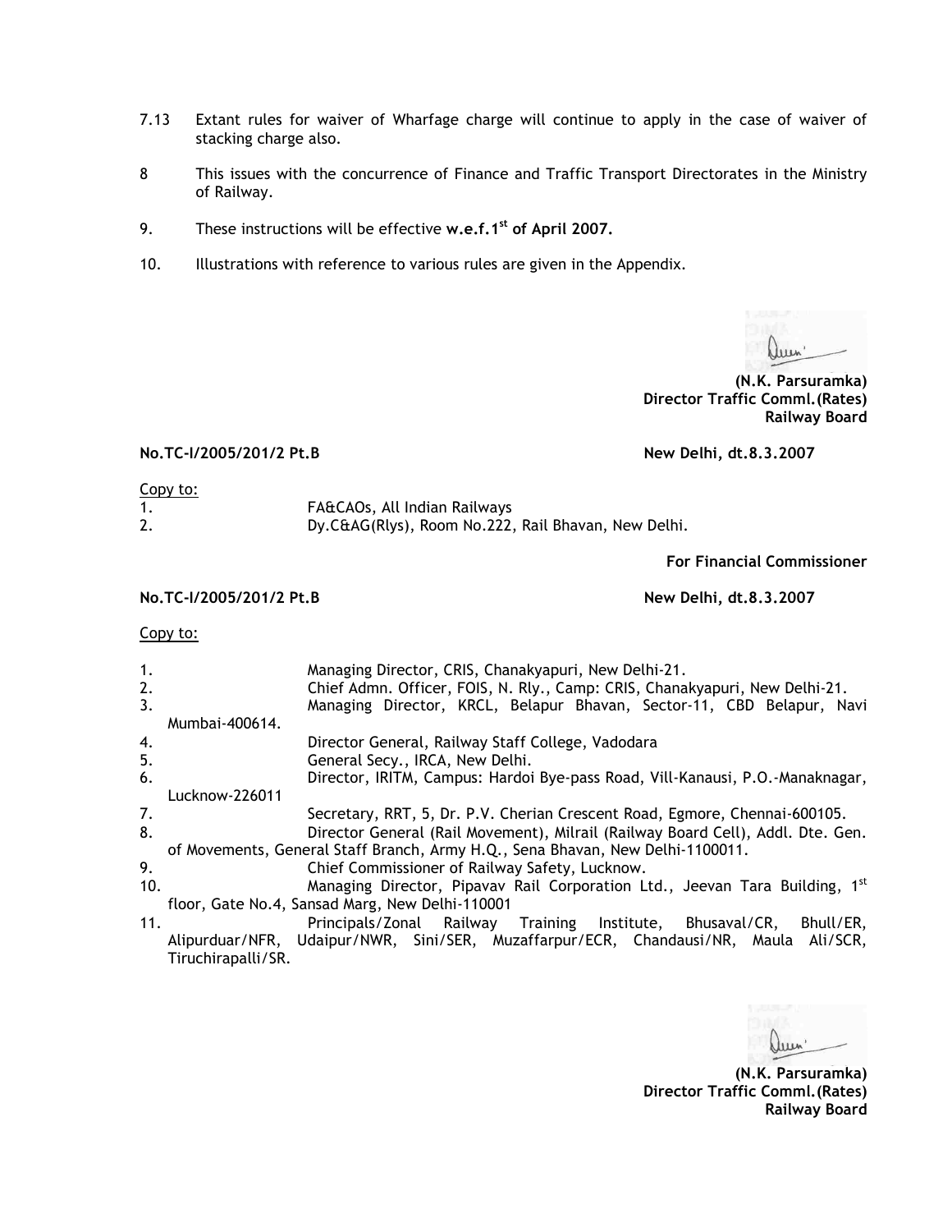7.13 Extant rules for waiver of Wharfage charge will continue to apply in the case of waiver of stacking charge also.

8 This issues with the concurrence of Finance and Traffic Transport Directorates in the Ministry of Railway.

9. These instructions will be effective **w.e.f.1st of April 2007.**

10. Illustrations with reference to various rules are given in the Appendix.

**(N.K. Parsuramka)**
**Director Traffic Comml.(Rates)**
**Railway Board**

**No.TC-I/2005/201/2 Pt.B** **New Delhi, dt.8.3.2007**

Copy to:

1. FA&CAOs, All Indian Railways
2. Dy.C&AG(Rlys), Room No.222, Rail Bhavan, New Delhi.

**For Financial Commissioner**

**No.TC-I/2005/201/2 Pt.B** **New Delhi, dt.8.3.2007**

Copy to:

1. Managing Director, CRIS, Chanakyapuri, New Delhi-21.
2. Chief Admn. Officer, FOIS, N. Rly., Camp: CRIS, Chanakyapuri, New Delhi-21.
3. Managing Director, KRCL, Belapur Bhavan, Sector-11, CBD Belapur, Navi Mumbai-400614.
4. Director General, Railway Staff College, Vadodara
5. General Secy., IRCA, New Delhi.
6. Director, IRITM, Campus: Hardoi Bye-pass Road, Vill-Kanausi, P.O.-Manaknagar, Lucknow-226011
7. Secretary, RRT, 5, Dr. P.V. Cherian Crescent Road, Egmore, Chennai-600105.
8. Director General (Rail Movement), Milrail (Railway Board Cell), Addl. Dte. Gen. of Movements, General Staff Branch, Army H.Q., Sena Bhavan, New Delhi-1100011.
9. Chief Commissioner of Railway Safety, Lucknow.
10. Managing Director, Pipavav Rail Corporation Ltd., Jeevan Tara Building, 1st floor, Gate No.4, Sansad Marg, New Delhi-110001
11. Principals/Zonal Railway Training Institute, Bhusaval/CR, Bhull/ER, Alipurduar/NFR, Udaipur/NWR, Sini/SER, Muzaffarpur/ECR, Chandausi/NR, Maula Ali/SCR, Tiruchirapalli/SR.

**(N.K. Parsuramka)**
**Director Traffic Comml.(Rates)**
**Railway Board**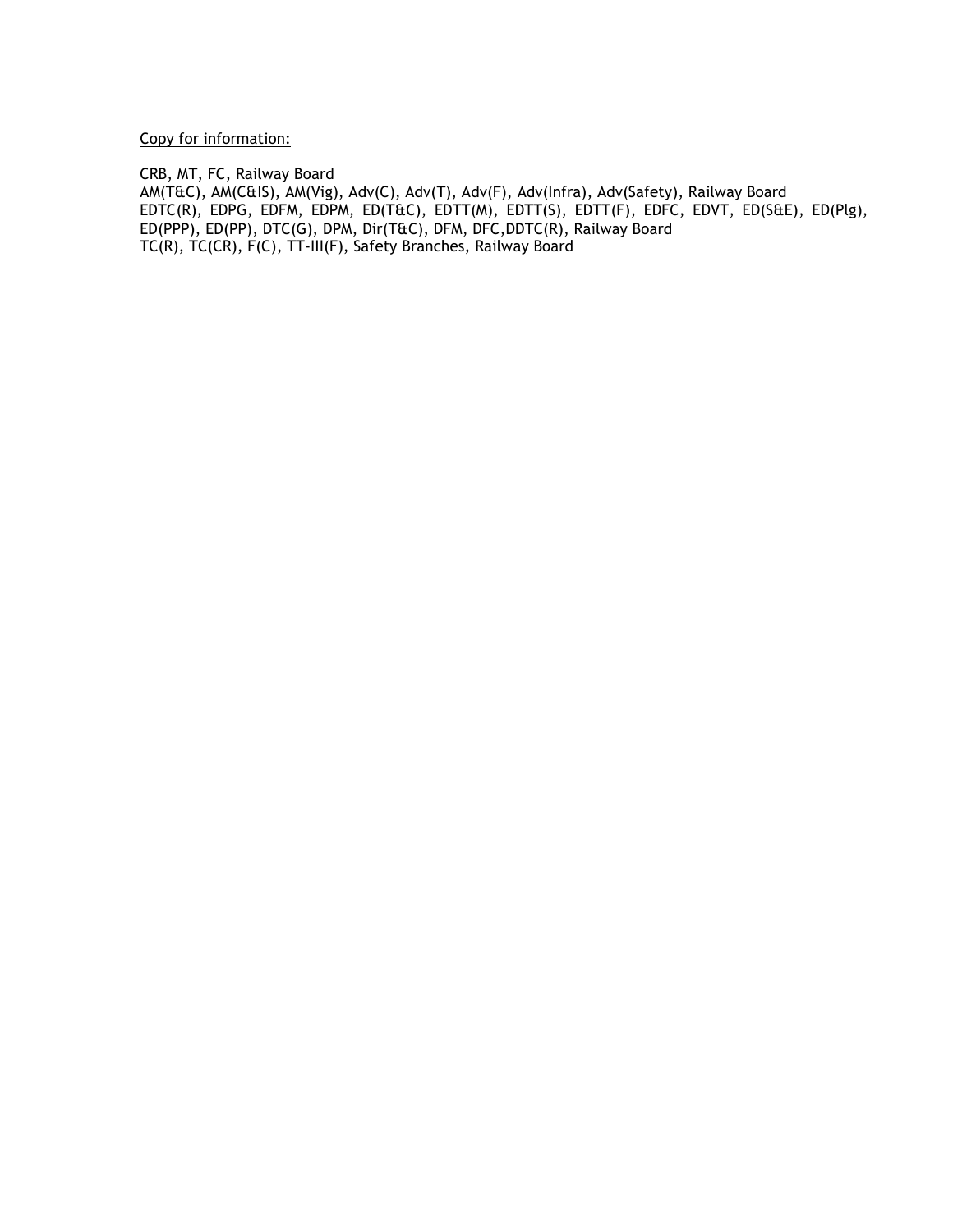<u>Copy for information:</u>

CRB, MT, FC, Railway Board
AM(T&C), AM(C&IS), AM(Vig), Adv(C), Adv(T), Adv(F), Adv(Infra), Adv(Safety), Railway Board
EDTC(R), EDPG, EDFM, EDPM, ED(T&C), EDTT(M), EDTT(S), EDTT(F), EDFC, EDVT, ED(S&E), ED(Plg), ED(PPP), ED(PP), DTC(G), DPM, Dir(T&C), DFM, DFC,DDTC(R), Railway Board
TC(R), TC(CR), F(C), TT-III(F), Safety Branches, Railway Board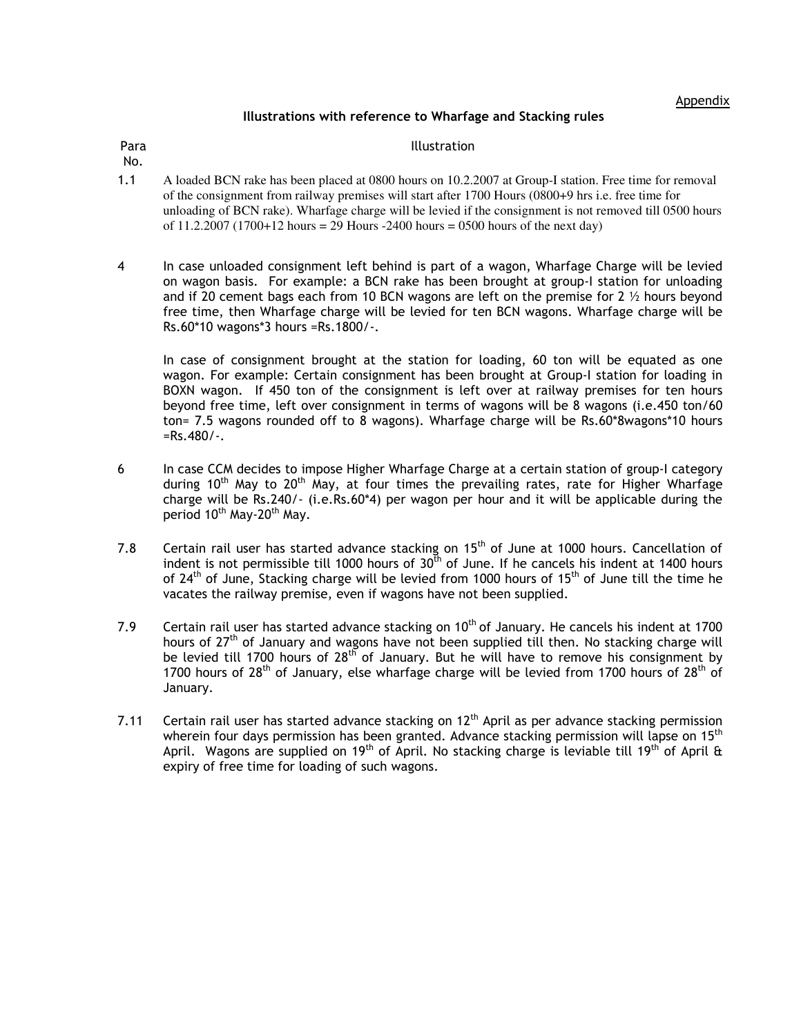Appendix

**Illustrations with reference to Wharfage and Stacking rules**

| Para No. | Illustration |
|---|---|
| 1.1 | A loaded BCN rake has been placed at 0800 hours on 10.2.2007 at Group-I station. Free time for removal of the consignment from railway premises will start after 1700 Hours (0800+9 hrs i.e. free time for unloading of BCN rake). Wharfage charge will be levied if the consignment is not removed till 0500 hours of 11.2.2007 (1700+12 hours = 29 Hours -2400 hours = 0500 hours of the next day) |
| 4 | In case unloaded consignment left behind is part of a wagon, Wharfage Charge will be levied on wagon basis. For example: a BCN rake has been brought at group-I station for unloading and if 20 cement bags each from 10 BCN wagons are left on the premise for 2 ½ hours beyond free time, then Wharfage charge will be levied for ten BCN wagons. Wharfage charge will be Rs.60*10 wagons*3 hours =Rs.1800/-.<br><br>In case of consignment brought at the station for loading, 60 ton will be equated as one wagon. For example: Certain consignment has been brought at Group-I station for loading in BOXN wagon. If 450 ton of the consignment is left over at railway premises for ten hours beyond free time, left over consignment in terms of wagons will be 8 wagons (i.e.450 ton/60 ton= 7.5 wagons rounded off to 8 wagons). Wharfage charge will be Rs.60*8wagons*10 hours =Rs.480/-. |
| 6 | In case CCM decides to impose Higher Wharfage Charge at a certain station of group-I category during 10th May to 20th May, at four times the prevailing rates, rate for Higher Wharfage charge will be Rs.240/- (i.e.Rs.60*4) per wagon per hour and it will be applicable during the period 10th May-20th May. |
| 7.8 | Certain rail user has started advance stacking on 15th of June at 1000 hours. Cancellation of indent is not permissible till 1000 hours of 30th of June. If he cancels his indent at 1400 hours of 24th of June, Stacking charge will be levied from 1000 hours of 15th of June till the time he vacates the railway premise, even if wagons have not been supplied. |
| 7.9 | Certain rail user has started advance stacking on 10th of January. He cancels his indent at 1700 hours of 27th of January and wagons have not been supplied till then. No stacking charge will be levied till 1700 hours of 28th of January. But he will have to remove his consignment by 1700 hours of 28th of January, else wharfage charge will be levied from 1700 hours of 28th of January. |
| 7.11 | Certain rail user has started advance stacking on 12th April as per advance stacking permission wherein four days permission has been granted. Advance stacking permission will lapse on 15th April. Wagons are supplied on 19th of April. No stacking charge is leviable till 19th of April & expiry of free time for loading of such wagons. |